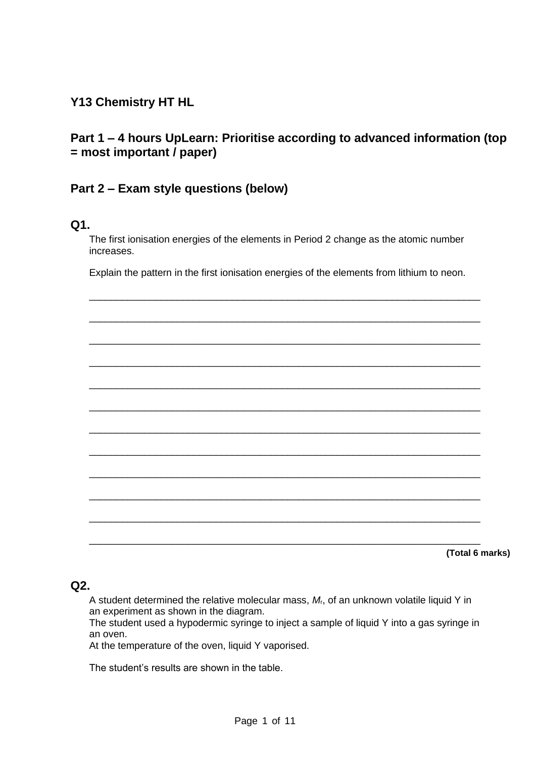## Y13 Chemistry HT HL

## Part 1 – 4 hours UpLearn: Prioritise according to advanced information (top = most important / paper)

## Part 2 – Exam style questions (below)

### Q1.

The first ionisation energies of the elements in Period 2 change as the atomic number increases.

Explain the pattern in the first ionisation energies of the elements from lithium to neon.

___________________________________________________________________________

___________________________________________________________________________

___________________________________________________________________________

___________________________________________________________________________

___________________________________________________________________________

___________________________________________________________________________

___________________________________________________________________________

___________________________________________________________________________

___________________________________________________________________________

___________________________________________________________________________

___________________________________________________________________________

___________________________________________________________________________

**(Total 6 marks)**

### Q2.

A student determined the relative molecular mass, $M_r$, of an unknown volatile liquid Y in an experiment as shown in the diagram.
The student used a hypodermic syringe to inject a sample of liquid Y into a gas syringe in an oven.
At the temperature of the oven, liquid Y vaporised.

The student's results are shown in the table.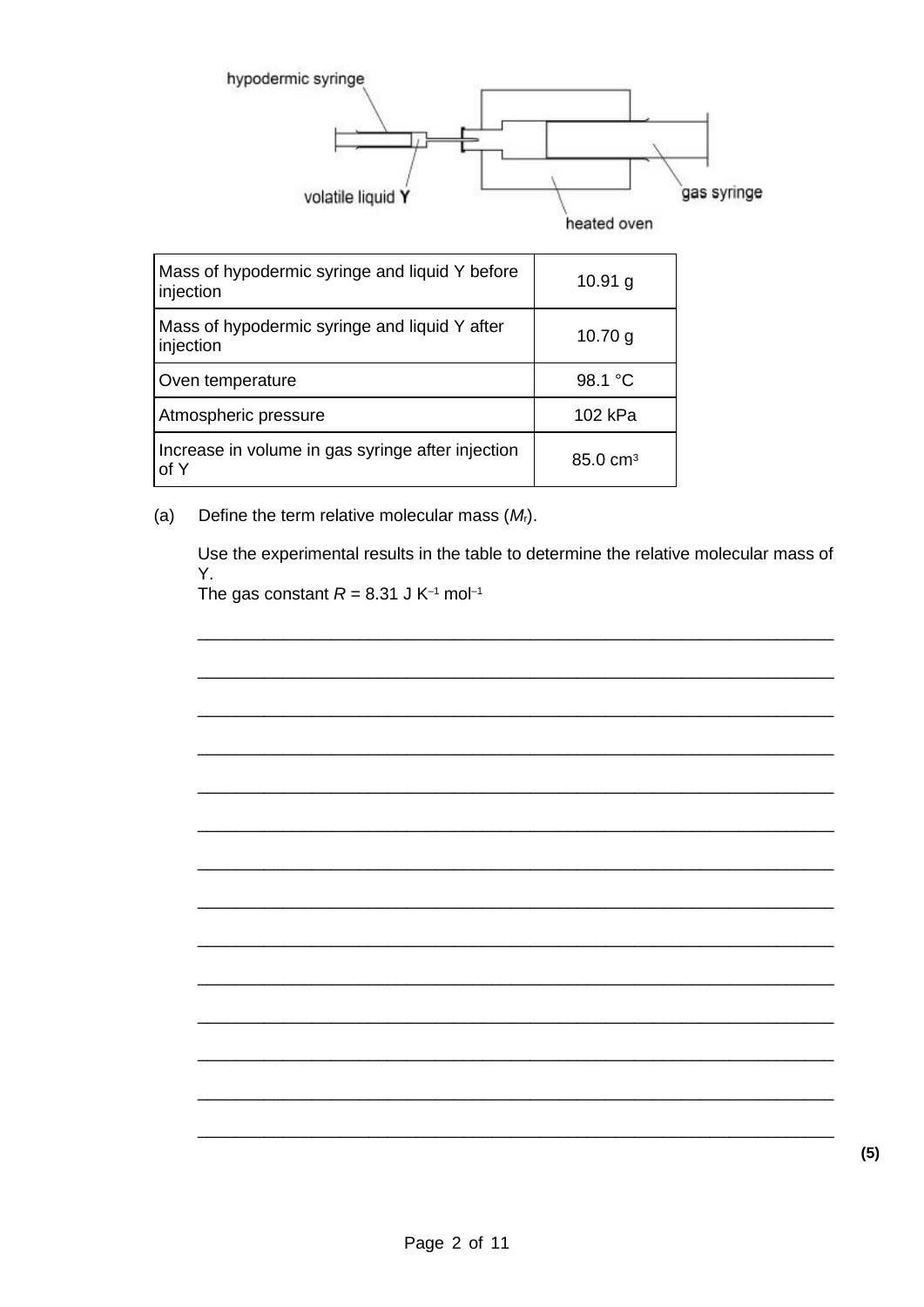hypodermic syringe

volatile liquid **Y**

gas syringe

heated oven

| Mass of hypodermic syringe and liquid Y before injection | 10.91 g |
|---|---|
| Mass of hypodermic syringe and liquid Y after injection | 10.70 g |
| Oven temperature | 98.1 °C |
| Atmospheric pressure | 102 kPa |
| Increase in volume in gas syringe after injection of Y | 85.0 cm$^3$ |

(a) Define the term relative molecular mass ($M_r$).

Use the experimental results in the table to determine the relative molecular mass of Y.
The gas constant $R$ = 8.31 J K$^{-1}$ mol$^{-1}$

___________________________________________________________________

___________________________________________________________________

___________________________________________________________________

___________________________________________________________________

___________________________________________________________________

___________________________________________________________________

___________________________________________________________________

___________________________________________________________________

___________________________________________________________________

___________________________________________________________________

___________________________________________________________________

___________________________________________________________________

___________________________________________________________________

___________________________________________________________________

**(5)**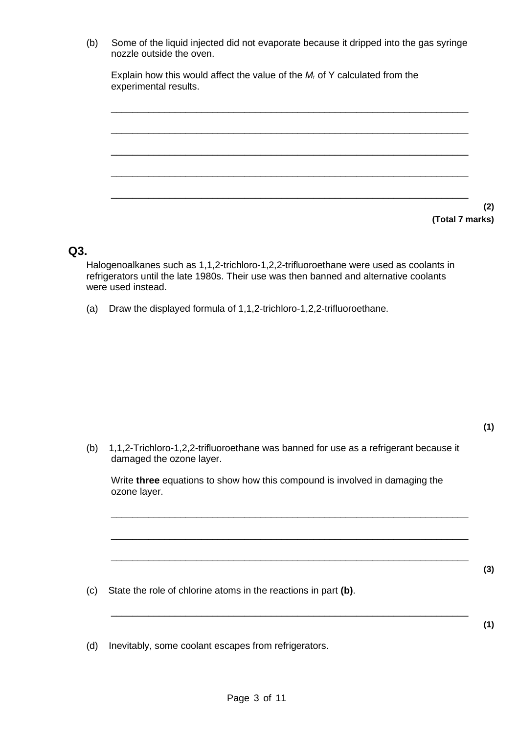(b) Some of the liquid injected did not evaporate because it dripped into the gas syringe nozzle outside the oven.

Explain how this would affect the value of the $M_r$ of Y calculated from the experimental results.

___________________________________________________________________

___________________________________________________________________

___________________________________________________________________

___________________________________________________________________

___________________________________________________________________

**(2)**

**(Total 7 marks)**

## Q3.

Halogenoalkanes such as 1,1,2-trichloro-1,2,2-trifluoroethane were used as coolants in refrigerators until the late 1980s. Their use was then banned and alternative coolants were used instead.

(a) Draw the displayed formula of 1,1,2-trichloro-1,2,2-trifluoroethane.

**(1)**

(b) 1,1,2-Trichloro-1,2,2-trifluoroethane was banned for use as a refrigerant because it damaged the ozone layer.

Write **three** equations to show how this compound is involved in damaging the ozone layer.

___________________________________________________________________

___________________________________________________________________

___________________________________________________________________

**(3)**

(c) State the role of chlorine atoms in the reactions in part **(b)**.

___________________________________________________________________

**(1)**

(d) Inevitably, some coolant escapes from refrigerators.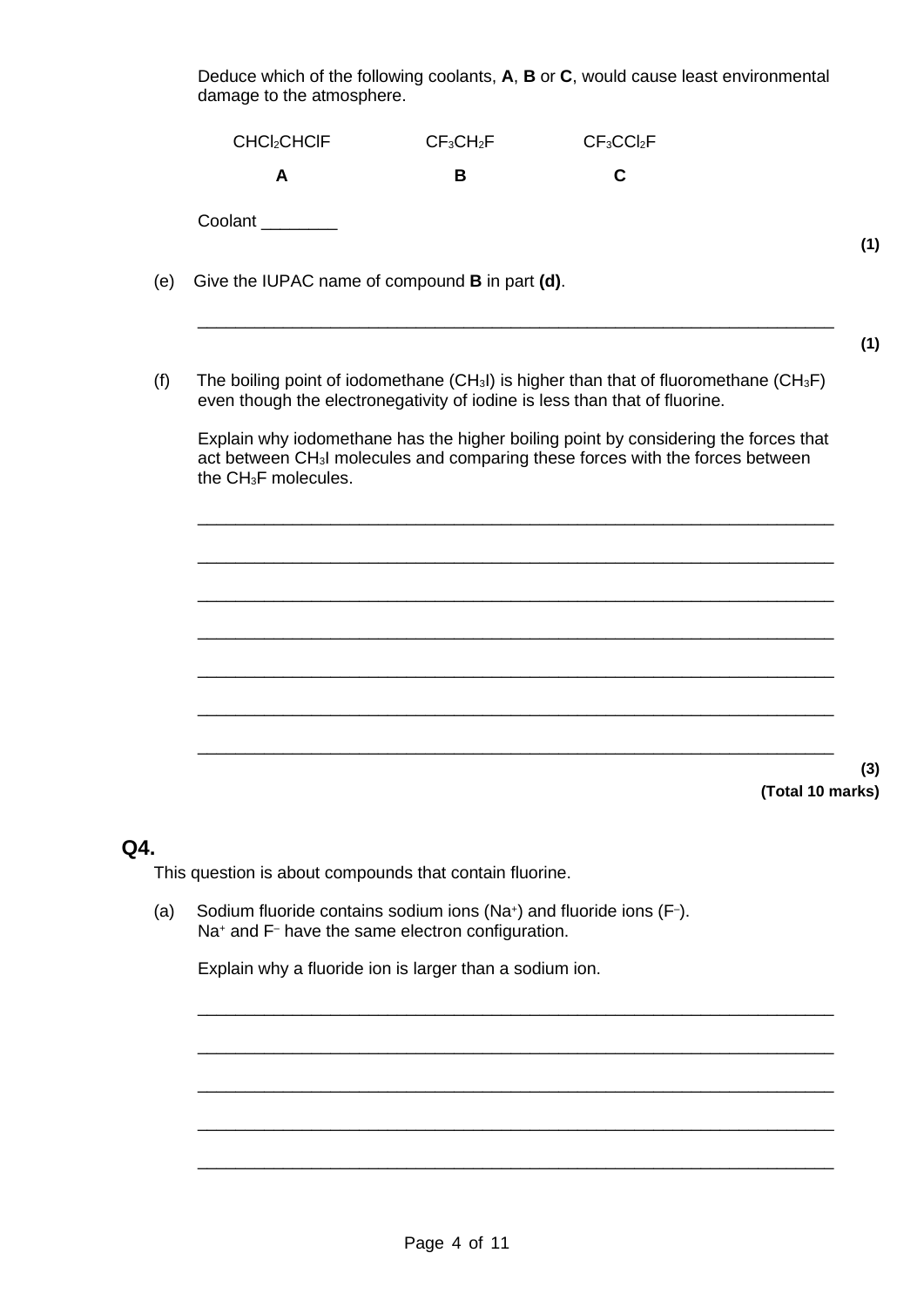Deduce which of the following coolants, **A**, **B** or **C**, would cause least environmental damage to the atmosphere.

| $CHCl_2CHClF$ | $CF_3CH_2F$ | $CF_3CCl_2F$ |
|---|---|---|
| **A** | **B** | **C** |

Coolant ________

**(1)**

(e) Give the IUPAC name of compound **B** in part **(d)**.

___________________________________________________________________

**(1)**

(f) The boiling point of iodomethane ($CH_3I$) is higher than that of fluoromethane ($CH_3F$) even though the electronegativity of iodine is less than that of fluorine.

Explain why iodomethane has the higher boiling point by considering the forces that act between $CH_3I$ molecules and comparing these forces with the forces between the $CH_3F$ molecules.

___________________________________________________________________

___________________________________________________________________

___________________________________________________________________

___________________________________________________________________

___________________________________________________________________

___________________________________________________________________

___________________________________________________________________

**(3)**

**(Total 10 marks)**

## Q4.

This question is about compounds that contain fluorine.

(a) Sodium fluoride contains sodium ions ($Na^+$) and fluoride ions ($F^-$). $Na^+$ and $F^-$ have the same electron configuration.

Explain why a fluoride ion is larger than a sodium ion.

___________________________________________________________________

___________________________________________________________________

___________________________________________________________________

___________________________________________________________________

___________________________________________________________________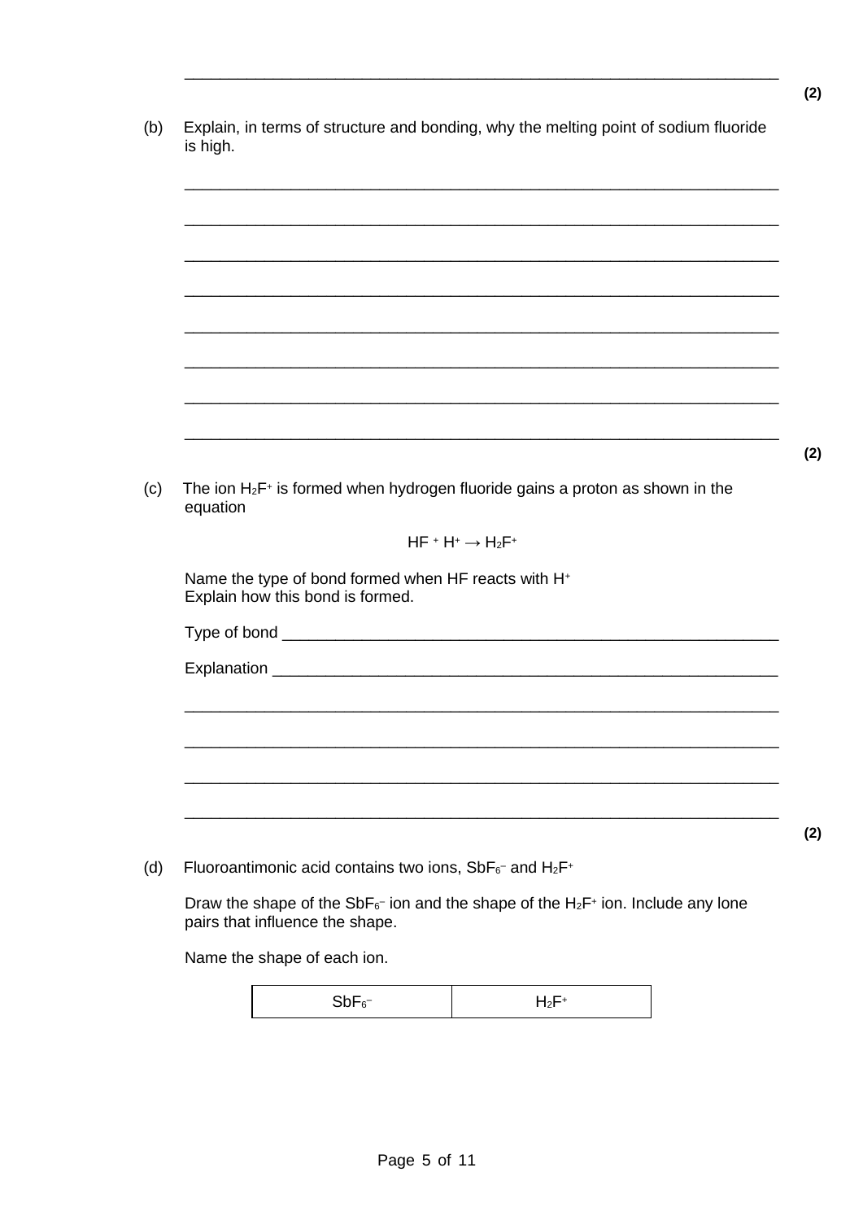_______________________________________________________________

**(2)**

(b) Explain, in terms of structure and bonding, why the melting point of sodium fluoride is high.

_______________________________________________________________

_______________________________________________________________

_______________________________________________________________

_______________________________________________________________

_______________________________________________________________

_______________________________________________________________

_______________________________________________________________

_______________________________________________________________

**(2)**

(c) The ion $H_2F^+$ is formed when hydrogen fluoride gains a proton as shown in the equation

$$HF + H^+ \rightarrow H_2F^+$$

Name the type of bond formed when HF reacts with $H^+$
Explain how this bond is formed.

Type of bond _______________________________________________________________

Explanation _______________________________________________________________

_______________________________________________________________

_______________________________________________________________

_______________________________________________________________

_______________________________________________________________

**(2)**

(d) Fluoroantimonic acid contains two ions, $SbF_6^-$ and $H_2F^+$

Draw the shape of the $SbF_6^-$ ion and the shape of the $H_2F^+$ ion. Include any lone pairs that influence the shape.

Name the shape of each ion.

| $SbF_6^-$ | $H_2F^+$ |
| --- | --- |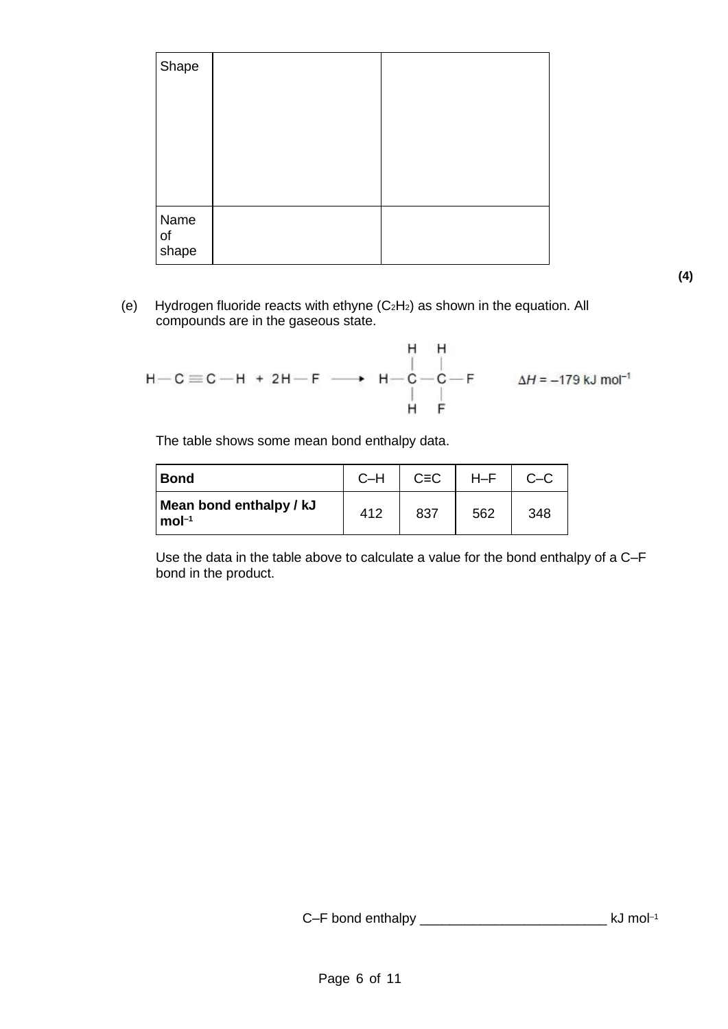| Shape | | |
|---|---|---|
| Name of shape | | |

**(4)**

(e) Hydrogen fluoride reacts with ethyne ($C_2H_2$) as shown in the equation. All compounds are in the gaseous state.

$$H-C\equiv C-H \; + \; 2H-F \longrightarrow H-\underset{H}{\overset{H}{C}}-\underset{F}{\overset{H}{C}}-F \qquad \Delta H = -179 \text{ kJ mol}^{-1}$$

The table shows some mean bond enthalpy data.

| Bond | C–H | C≡C | H–F | C–C |
|---|---|---|---|---|
| Mean bond enthalpy / kJ mol$^{-1}$ | 412 | 837 | 562 | 348 |

Use the data in the table above to calculate a value for the bond enthalpy of a C–F bond in the product.

C–F bond enthalpy ________________________ kJ mol$^{-1}$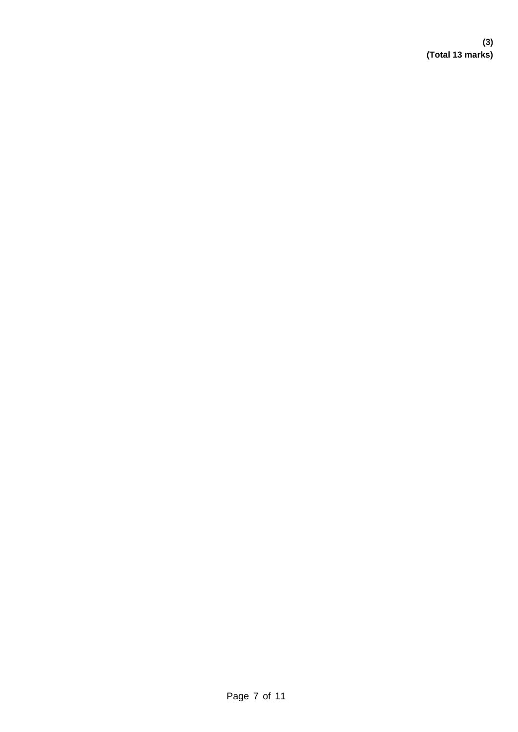**(3)**
**(Total 13 marks)**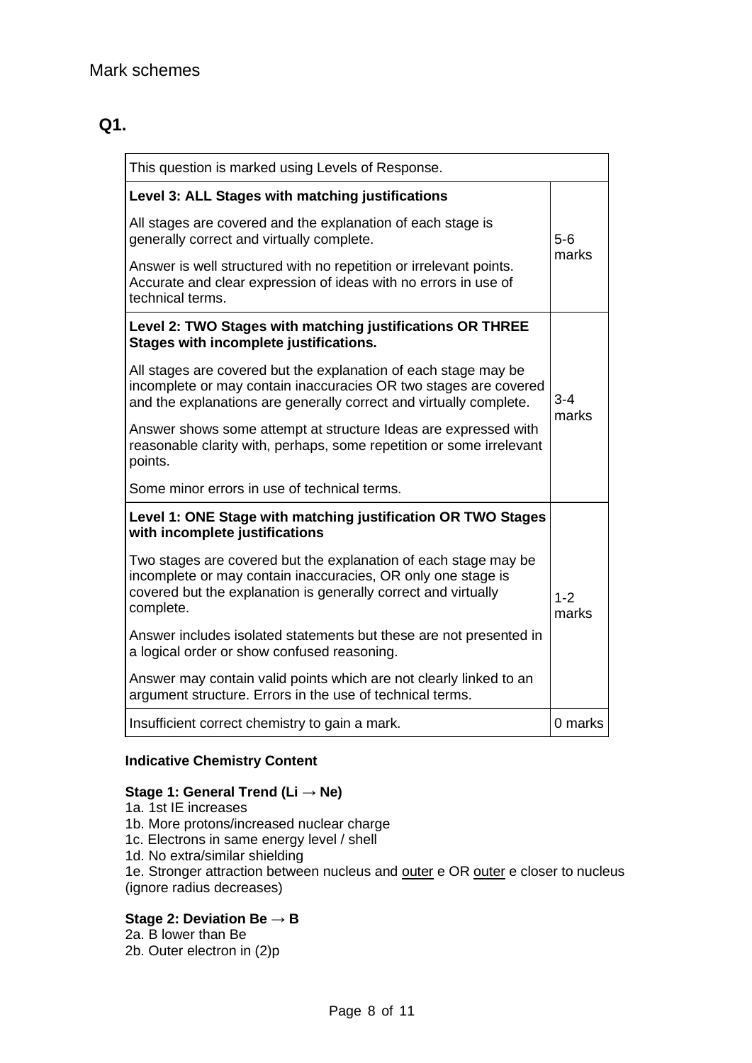## Mark schemes

### Q1.

| This question is marked using Levels of Response. | |
|---|---|
| **Level 3: ALL Stages with matching justifications**<br><br>All stages are covered and the explanation of each stage is generally correct and virtually complete.<br><br>Answer is well structured with no repetition or irrelevant points. Accurate and clear expression of ideas with no errors in use of technical terms. | 5-6 marks |
| **Level 2: TWO Stages with matching justifications OR THREE Stages with incomplete justifications.**<br><br>All stages are covered but the explanation of each stage may be incomplete or may contain inaccuracies OR two stages are covered and the explanations are generally correct and virtually complete.<br><br>Answer shows some attempt at structure Ideas are expressed with reasonable clarity with, perhaps, some repetition or some irrelevant points.<br><br>Some minor errors in use of technical terms. | 3-4 marks |
| **Level 1: ONE Stage with matching justification OR TWO Stages with incomplete justifications**<br><br>Two stages are covered but the explanation of each stage may be incomplete or may contain inaccuracies, OR only one stage is covered but the explanation is generally correct and virtually complete.<br><br>Answer includes isolated statements but these are not presented in a logical order or show confused reasoning.<br><br>Answer may contain valid points which are not clearly linked to an argument structure. Errors in the use of technical terms. | 1-2 marks |
| Insufficient correct chemistry to gain a mark. | 0 marks |

**Indicative Chemistry Content**

**Stage 1: General Trend (Li → Ne)**

1a. 1st IE increases
1b. More protons/increased nuclear charge
1c. Electrons in same energy level / shell
1d. No extra/similar shielding
1e. Stronger attraction between nucleus and outer e OR outer e closer to nucleus (ignore radius decreases)

**Stage 2: Deviation Be → B**

2a. B lower than Be
2b. Outer electron in (2)p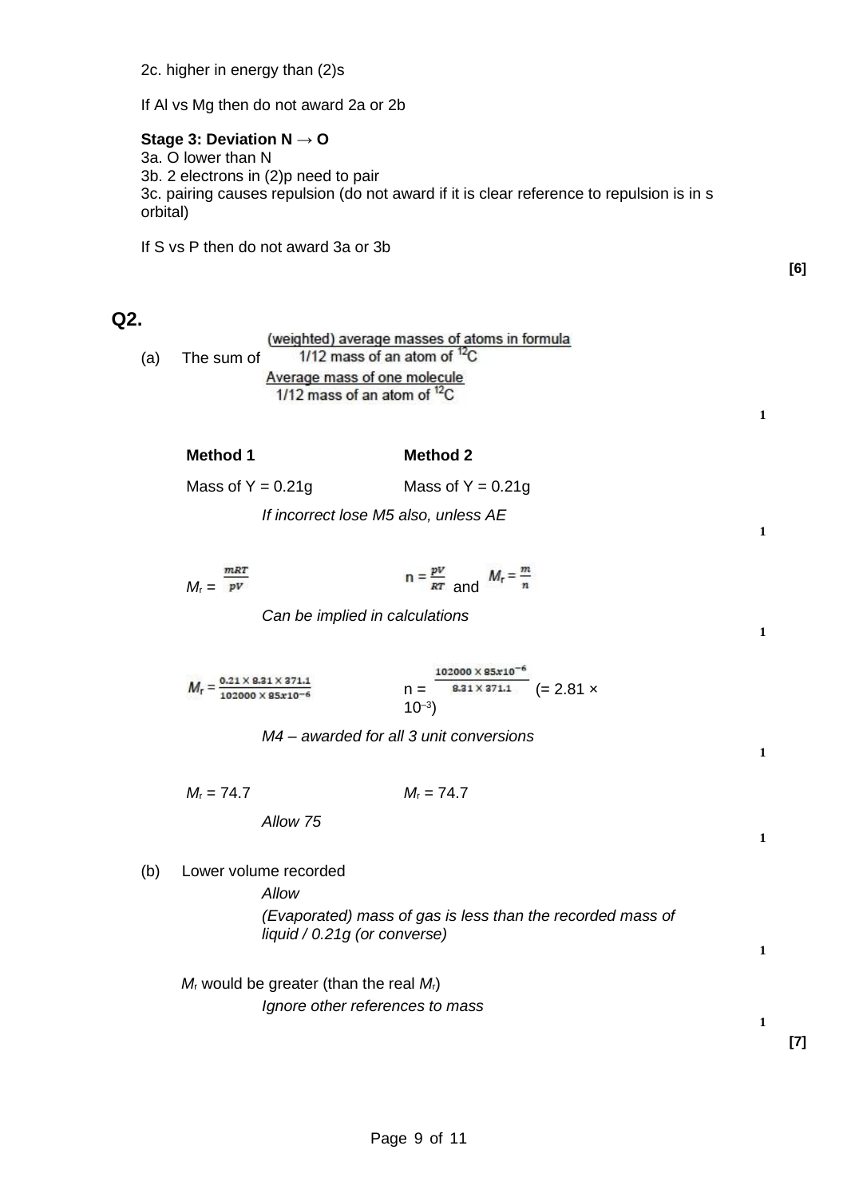2c. higher in energy than (2)s

If Al vs Mg then do not award 2a or 2b

**Stage 3: Deviation N → O**
3a. O lower than N
3b. 2 electrons in (2)p need to pair
3c. pairing causes repulsion (do not award if it is clear reference to repulsion is in s orbital)

If S vs P then do not award 3a or 3b

**[6]**

## Q2.

(a) The sum of $\frac{\text{(weighted) average masses of atoms in formula}}{\text{1/12 mass of an atom of } ^{12}\text{C}}$

$\frac{\text{Average mass of one molecule}}{\text{1/12 mass of an atom of } ^{12}\text{C}}$

1

| Method 1 | Method 2 |
|---|---|
| Mass of Y = 0.21g | Mass of Y = 0.21g |

*If incorrect lose M5 also, unless AE*

1

| Method 1 | Method 2 |
|---|---|
| $M_r = \frac{mRT}{pV}$ | $n = \frac{pV}{RT}$ and $M_r = \frac{m}{n}$ |

*Can be implied in calculations*

1

| Method 1 | Method 2 |
|---|---|
| $M_r = \frac{0.21 \times 8.31 \times 371.1}{102000 \times 85x10^{-6}}$ | $n = \frac{102000 \times 85x10^{-6}}{8.31 \times 371.1}$ (= 2.81 × $10^{-3}$) |

*M4 – awarded for all 3 unit conversions*

1

| Method 1 | Method 2 |
|---|---|
| $M_r$ = 74.7 | $M_r$ = 74.7 |

*Allow 75*

1

(b) Lower volume recorded

*Allow*

*(Evaporated) mass of gas is less than the recorded mass of liquid / 0.21g (or converse)*

1

$M_r$ would be greater (than the real $M_r$)

*Ignore other references to mass*

1

**[7]**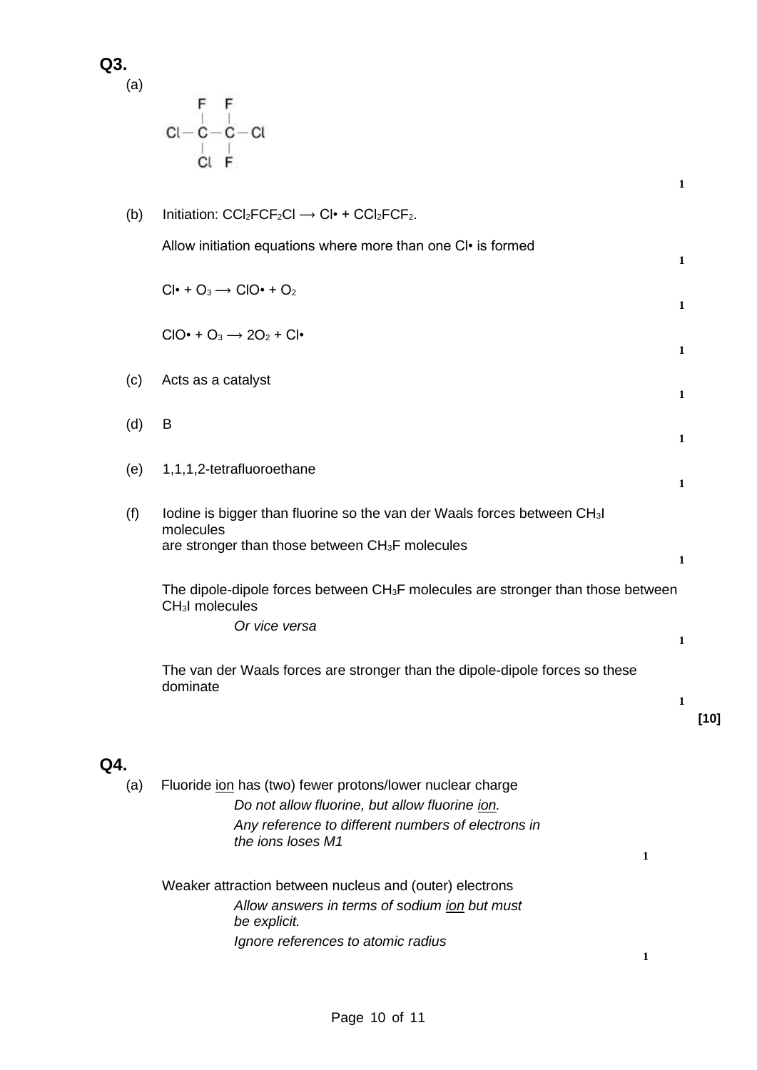## Q3.

(a)

```
     F   F
     |   |
Cl — C — C — Cl
     |   |
     Cl  F
```

**1**

(b) Initiation: $CCl_2FCF_2Cl \longrightarrow Cl\bullet + CCl_2FCF_2\bullet$

Allow initiation equations where more than one Cl• is formed

**1**

$Cl\bullet + O_3 \longrightarrow ClO\bullet + O_2$

**1**

$ClO\bullet + O_3 \longrightarrow 2O_2 + Cl\bullet$

**1**

(c) Acts as a catalyst

**1**

(d) B

**1**

(e) 1,1,1,2-tetrafluoroethane

**1**

(f) Iodine is bigger than fluorine so the van der Waals forces between $CH_3I$ molecules are stronger than those between $CH_3F$ molecules

**1**

The dipole-dipole forces between $CH_3F$ molecules are stronger than those between $CH_3I$ molecules

*Or vice versa*

**1**

The van der Waals forces are stronger than the dipole-dipole forces so these dominate

**1**

**[10]**

## Q4.

(a) Fluoride ion has (two) fewer protons/lower nuclear charge

*Do not allow fluorine, but allow fluorine ion.*

*Any reference to different numbers of electrons in the ions loses M1*

**1**

Weaker attraction between nucleus and (outer) electrons

*Allow answers in terms of sodium ion but must be explicit.*

*Ignore references to atomic radius*

**1**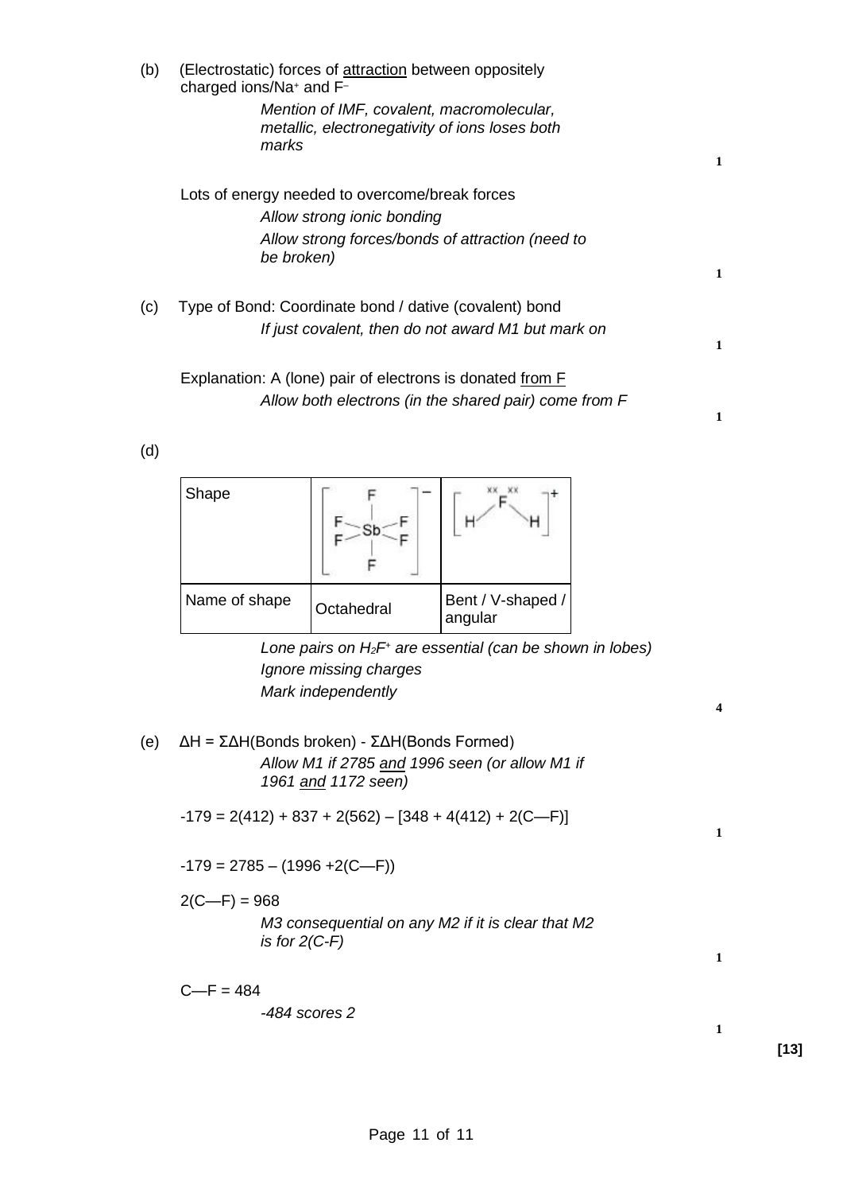(b) (Electrostatic) forces of <u>attraction</u> between oppositely charged ions/$Na^+$ and $F^-$

*Mention of IMF, covalent, macromolecular, metallic, electronegativity of ions loses both marks*

**1**

Lots of energy needed to overcome/break forces

*Allow strong ionic bonding*

*Allow strong forces/bonds of attraction (need to be broken)*

**1**

(c) Type of Bond: Coordinate bond / dative (covalent) bond

*If just covalent, then do not award M1 but mark on*

**1**

Explanation: A (lone) pair of electrons is donated <u>from F</u>

*Allow both electrons (in the shared pair) come from F*

**1**

(d)

| | | |
|---|---|---|
| Shape | $[SbF_6]^-$ (octahedral structure drawn) | $[H_2F]^+$ (bent structure drawn, with lone pairs on F) |
| Name of shape | Octahedral | Bent / V-shaped / angular |

*Lone pairs on $H_2F^+$ are essential (can be shown in lobes)*

*Ignore missing charges*

*Mark independently*

**4**

(e) ΔH = ΣΔH(Bonds broken) - ΣΔH(Bonds Formed)

*Allow M1 if 2785 <u>and</u> 1996 seen (or allow M1 if 1961 <u>and</u> 1172 seen)*

$-179 = 2(412) + 837 + 2(562) – [348 + 4(412) + 2(C—F)]$

**1**

$-179 = 2785 – (1996 + 2(C—F))$

$2(C—F) = 968$

*M3 consequential on any M2 if it is clear that M2 is for 2(C-F)*

**1**

$C—F = 484$

*-484 scores 2*

**1**

**[13]**